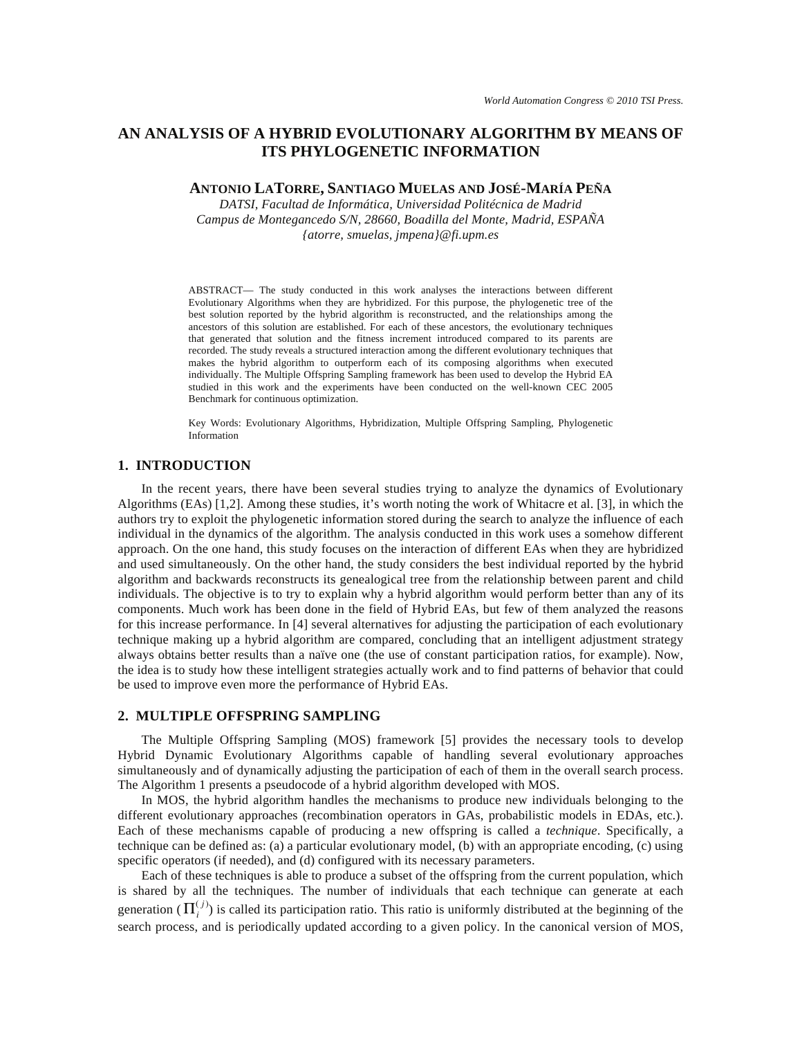# AN ANALYSIS OF A HYBRID EVOLUTIONARY ALGORITHM BY MEANS OF ITS PHYLOGENETIC INFORMATION

**ANTONIO LATORRE, SANTIAGO MUELAS AND JOSÉ-MARÍA PEÑA**

*DATSI, Facultad de Informática, Universidad Politécnica de Madrid*
*Campus de Montegancedo S/N, 28660, Boadilla del Monte, Madrid, ESPAÑA*
*{atorre, smuelas, jmpena}@fi.upm.es*

ABSTRACT— The study conducted in this work analyses the interactions between different Evolutionary Algorithms when they are hybridized. For this purpose, the phylogenetic tree of the best solution reported by the hybrid algorithm is reconstructed, and the relationships among the ancestors of this solution are established. For each of these ancestors, the evolutionary techniques that generated that solution and the fitness increment introduced compared to its parents are recorded. The study reveals a structured interaction among the different evolutionary techniques that makes the hybrid algorithm to outperform each of its composing algorithms when executed individually. The Multiple Offspring Sampling framework has been used to develop the Hybrid EA studied in this work and the experiments have been conducted on the well-known CEC 2005 Benchmark for continuous optimization.

Key Words: Evolutionary Algorithms, Hybridization, Multiple Offspring Sampling, Phylogenetic Information

## 1. INTRODUCTION

In the recent years, there have been several studies trying to analyze the dynamics of Evolutionary Algorithms (EAs) [1,2]. Among these studies, it's worth noting the work of Whitacre et al. [3], in which the authors try to exploit the phylogenetic information stored during the search to analyze the influence of each individual in the dynamics of the algorithm. The analysis conducted in this work uses a somehow different approach. On the one hand, this study focuses on the interaction of different EAs when they are hybridized and used simultaneously. On the other hand, the study considers the best individual reported by the hybrid algorithm and backwards reconstructs its genealogical tree from the relationship between parent and child individuals. The objective is to try to explain why a hybrid algorithm would perform better than any of its components. Much work has been done in the field of Hybrid EAs, but few of them analyzed the reasons for this increase performance. In [4] several alternatives for adjusting the participation of each evolutionary technique making up a hybrid algorithm are compared, concluding that an intelligent adjustment strategy always obtains better results than a naïve one (the use of constant participation ratios, for example). Now, the idea is to study how these intelligent strategies actually work and to find patterns of behavior that could be used to improve even more the performance of Hybrid EAs.

## 2. MULTIPLE OFFSPRING SAMPLING

The Multiple Offspring Sampling (MOS) framework [5] provides the necessary tools to develop Hybrid Dynamic Evolutionary Algorithms capable of handling several evolutionary approaches simultaneously and of dynamically adjusting the participation of each of them in the overall search process. The Algorithm 1 presents a pseudocode of a hybrid algorithm developed with MOS.

In MOS, the hybrid algorithm handles the mechanisms to produce new individuals belonging to the different evolutionary approaches (recombination operators in GAs, probabilistic models in EDAs, etc.). Each of these mechanisms capable of producing a new offspring is called a *technique*. Specifically, a technique can be defined as: (a) a particular evolutionary model, (b) with an appropriate encoding, (c) using specific operators (if needed), and (d) configured with its necessary parameters.

Each of these techniques is able to produce a subset of the offspring from the current population, which is shared by all the techniques. The number of individuals that each technique can generate at each generation ($\Pi_i^{(j)}$) is called its participation ratio. This ratio is uniformly distributed at the beginning of the search process, and is periodically updated according to a given policy. In the canonical version of MOS,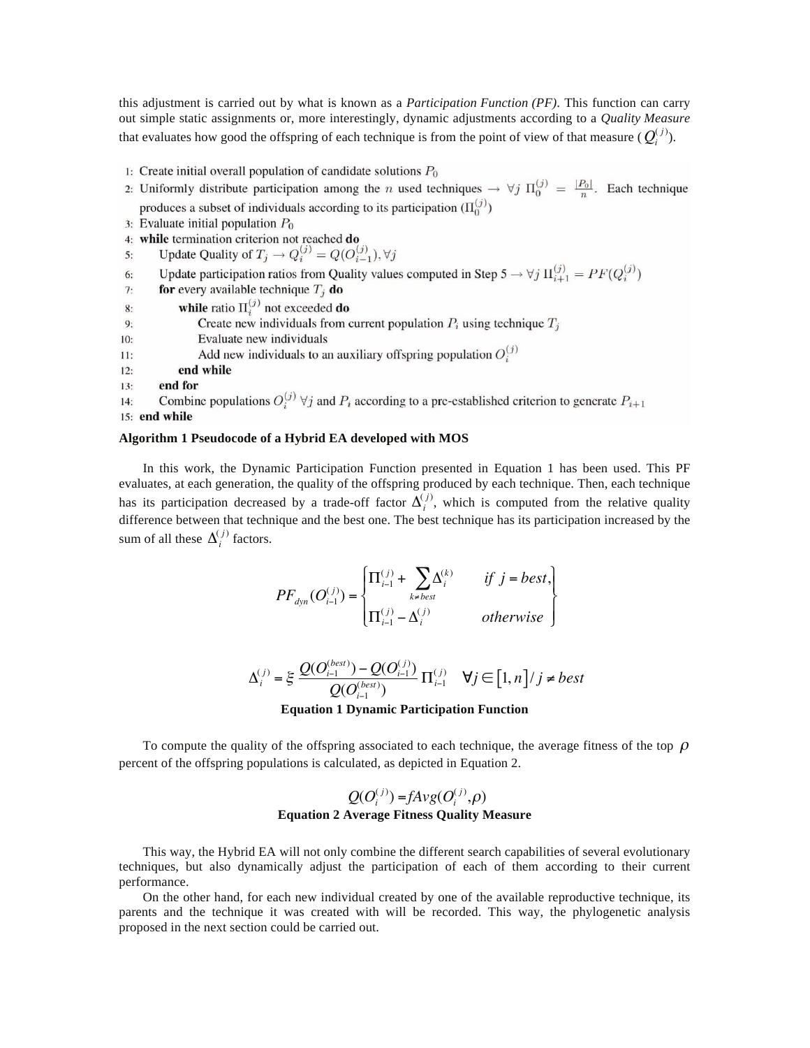this adjustment is carried out by what is known as a *Participation Function (PF)*. This function can carry out simple static assignments or, more interestingly, dynamic adjustments according to a *Quality Measure* that evaluates how good the offspring of each technique is from the point of view of that measure ($Q_i^{(j)}$).

```
1: Create initial overall population of candidate solutions P_0
2: Uniformly distribute participation among the n used techniques → ∀j Π_0^(j) = |P_0|/n. Each technique
   produces a subset of individuals according to its participation (Π_0^(j))
3: Evaluate initial population P_0
4: while termination criterion not reached do
5:     Update Quality of T_j → Q_i^(j) = Q(O_{i-1}^(j)), ∀j
6:     Update participation ratios from Quality values computed in Step 5 → ∀j Π_{i+1}^(j) = PF(Q_i^(j))
7:     for every available technique T_j do
8:         while ratio Π_i^(j) not exceeded do
9:             Create new individuals from current population P_i using technique T_j
10:            Evaluate new individuals
11:            Add new individuals to an auxiliary offspring population O_i^(j)
12:        end while
13:    end for
14:    Combine populations O_i^(j) ∀j and P_i according to a pre-established criterion to generate P_{i+1}
15: end while
```

**Algorithm 1 Pseudocode of a Hybrid EA developed with MOS**

In this work, the Dynamic Participation Function presented in Equation 1 has been used. This PF evaluates, at each generation, the quality of the offspring produced by each technique. Then, each technique has its participation decreased by a trade-off factor $\Delta_i^{(j)}$, which is computed from the relative quality difference between that technique and the best one. The best technique has its participation increased by the sum of all these $\Delta_i^{(j)}$ factors.

$$PF_{dyn}(O_{i-1}^{(j)}) = \begin{cases} \Pi_{i-1}^{(j)} + \sum_{k \neq best} \Delta_i^{(k)} & \text{if } j = best, \\ \Pi_{i-1}^{(j)} - \Delta_i^{(j)} & \text{otherwise} \end{cases}$$

$$\Delta_i^{(j)} = \xi \, \frac{Q(O_{i-1}^{(best)}) - Q(O_{i-1}^{(j)})}{Q(O_{i-1}^{(best)})} \, \Pi_{i-1}^{(j)} \quad \forall j \in [1, n] / j \neq best$$

**Equation 1 Dynamic Participation Function**

To compute the quality of the offspring associated to each technique, the average fitness of the top $\rho$ percent of the offspring populations is calculated, as depicted in Equation 2.

$$Q(O_i^{(j)}) = fAvg(O_i^{(j)}, \rho)$$

**Equation 2 Average Fitness Quality Measure**

This way, the Hybrid EA will not only combine the different search capabilities of several evolutionary techniques, but also dynamically adjust the participation of each of them according to their current performance.

On the other hand, for each new individual created by one of the available reproductive technique, its parents and the technique it was created with will be recorded. This way, the phylogenetic analysis proposed in the next section could be carried out.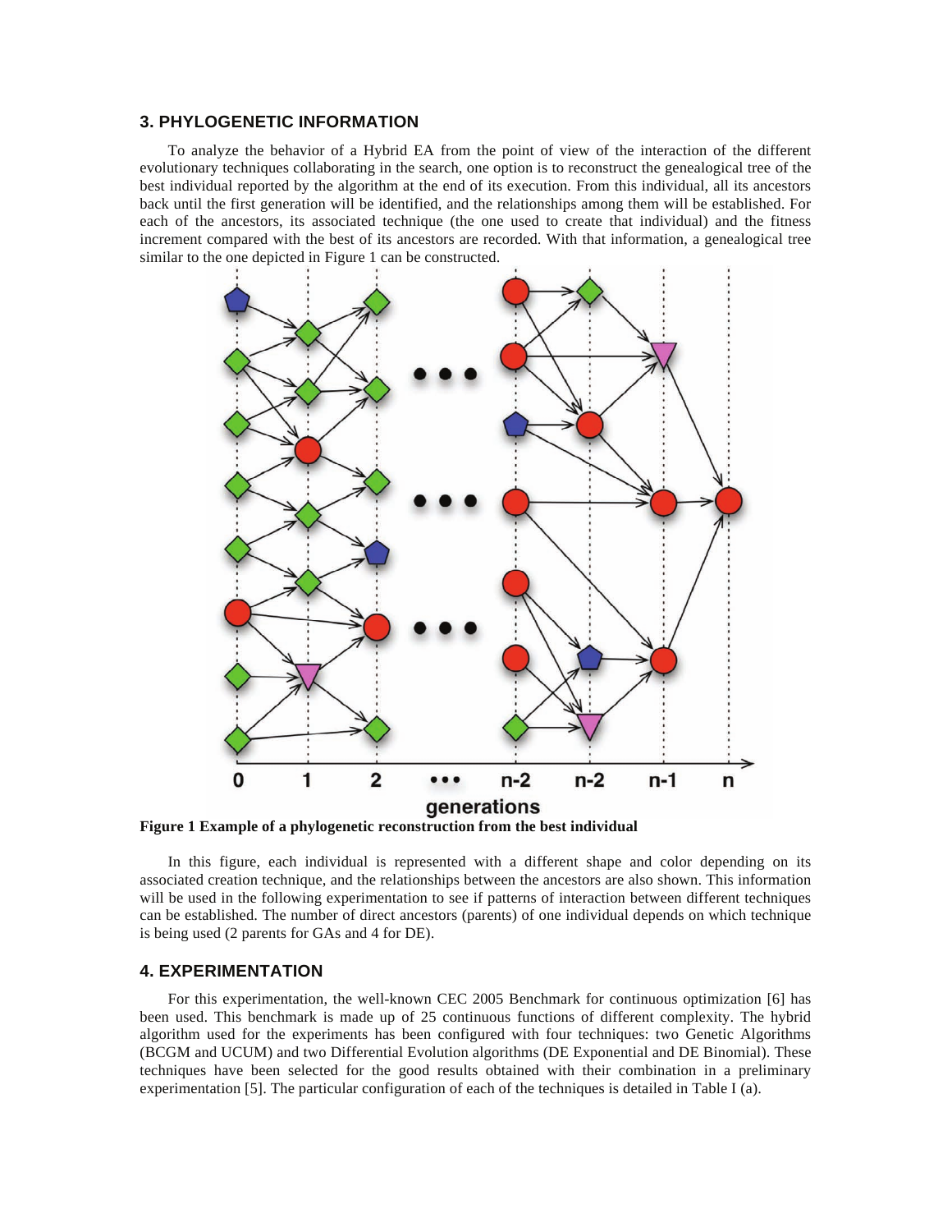## 3. PHYLOGENETIC INFORMATION

To analyze the behavior of a Hybrid EA from the point of view of the interaction of the different evolutionary techniques collaborating in the search, one option is to reconstruct the genealogical tree of the best individual reported by the algorithm at the end of its execution. From this individual, all its ancestors back until the first generation will be identified, and the relationships among them will be established. For each of the ancestors, its associated technique (the one used to create that individual) and the fitness increment compared with the best of its ancestors are recorded. With that information, a genealogical tree similar to the one depicted in Figure 1 can be constructed.

**Figure 1 Example of a phylogenetic reconstruction from the best individual**

In this figure, each individual is represented with a different shape and color depending on its associated creation technique, and the relationships between the ancestors are also shown. This information will be used in the following experimentation to see if patterns of interaction between different techniques can be established. The number of direct ancestors (parents) of one individual depends on which technique is being used (2 parents for GAs and 4 for DE).

## 4. EXPERIMENTATION

For this experimentation, the well-known CEC 2005 Benchmark for continuous optimization [6] has been used. This benchmark is made up of 25 continuous functions of different complexity. The hybrid algorithm used for the experiments has been configured with four techniques: two Genetic Algorithms (BCGM and UCUM) and two Differential Evolution algorithms (DE Exponential and DE Binomial). These techniques have been selected for the good results obtained with their combination in a preliminary experimentation [5]. The particular configuration of each of the techniques is detailed in Table I (a).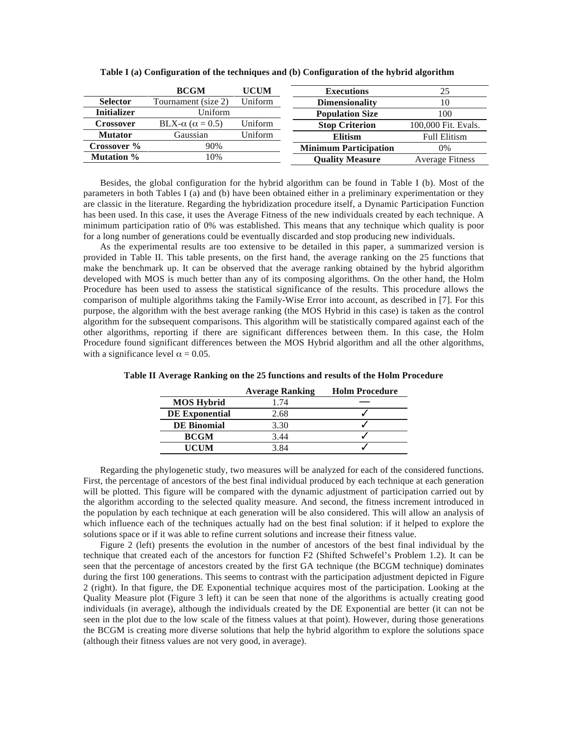**Table I (a) Configuration of the techniques and (b) Configuration of the hybrid algorithm**

| | BCGM | UCUM |
|---|---|---|
| **Selector** | Tournament (size 2) | Uniform |
| **Initializer** | Uniform | |
| **Crossover** | BLX-$\alpha$ ($\alpha$ = 0.5) | Uniform |
| **Mutator** | Gaussian | Uniform |
| **Crossover %** | 90% | |
| **Mutation %** | 10% | |

| | |
|---|---|
| **Executions** | 25 |
| **Dimensionality** | 10 |
| **Population Size** | 100 |
| **Stop Criterion** | 100,000 Fit. Evals. |
| **Elitism** | Full Elitism |
| **Minimum Participation** | 0% |
| **Quality Measure** | Average Fitness |

Besides, the global configuration for the hybrid algorithm can be found in Table I (b). Most of the parameters in both Tables I (a) and (b) have been obtained either in a preliminary experimentation or they are classic in the literature. Regarding the hybridization procedure itself, a Dynamic Participation Function has been used. In this case, it uses the Average Fitness of the new individuals created by each technique. A minimum participation ratio of 0% was established. This means that any technique which quality is poor for a long number of generations could be eventually discarded and stop producing new individuals.

As the experimental results are too extensive to be detailed in this paper, a summarized version is provided in Table II. This table presents, on the first hand, the average ranking on the 25 functions that make the benchmark up. It can be observed that the average ranking obtained by the hybrid algorithm developed with MOS is much better than any of its composing algorithms. On the other hand, the Holm Procedure has been used to assess the statistical significance of the results. This procedure allows the comparison of multiple algorithms taking the Family-Wise Error into account, as described in [7]. For this purpose, the algorithm with the best average ranking (the MOS Hybrid in this case) is taken as the control algorithm for the subsequent comparisons. This algorithm will be statistically compared against each of the other algorithms, reporting if there are significant differences between them. In this case, the Holm Procedure found significant differences between the MOS Hybrid algorithm and all the other algorithms, with a significance level $\alpha = 0.05$.

**Table II Average Ranking on the 25 functions and results of the Holm Procedure**

| | Average Ranking | Holm Procedure |
|---|---|---|
| **MOS Hybrid** | 1.74 | — |
| **DE Exponential** | 2.68 | ✓ |
| **DE Binomial** | 3.30 | ✓ |
| **BCGM** | 3.44 | ✓ |
| **UCUM** | 3.84 | ✓ |

Regarding the phylogenetic study, two measures will be analyzed for each of the considered functions. First, the percentage of ancestors of the best final individual produced by each technique at each generation will be plotted. This figure will be compared with the dynamic adjustment of participation carried out by the algorithm according to the selected quality measure. And second, the fitness increment introduced in the population by each technique at each generation will be also considered. This will allow an analysis of which influence each of the techniques actually had on the best final solution: if it helped to explore the solutions space or if it was able to refine current solutions and increase their fitness value.

Figure 2 (left) presents the evolution in the number of ancestors of the best final individual by the technique that created each of the ancestors for function F2 (Shifted Schwefel's Problem 1.2). It can be seen that the percentage of ancestors created by the first GA technique (the BCGM technique) dominates during the first 100 generations. This seems to contrast with the participation adjustment depicted in Figure 2 (right). In that figure, the DE Exponential technique acquires most of the participation. Looking at the Quality Measure plot (Figure 3 left) it can be seen that none of the algorithms is actually creating good individuals (in average), although the individuals created by the DE Exponential are better (it can not be seen in the plot due to the low scale of the fitness values at that point). However, during those generations the BCGM is creating more diverse solutions that help the hybrid algorithm to explore the solutions space (although their fitness values are not very good, in average).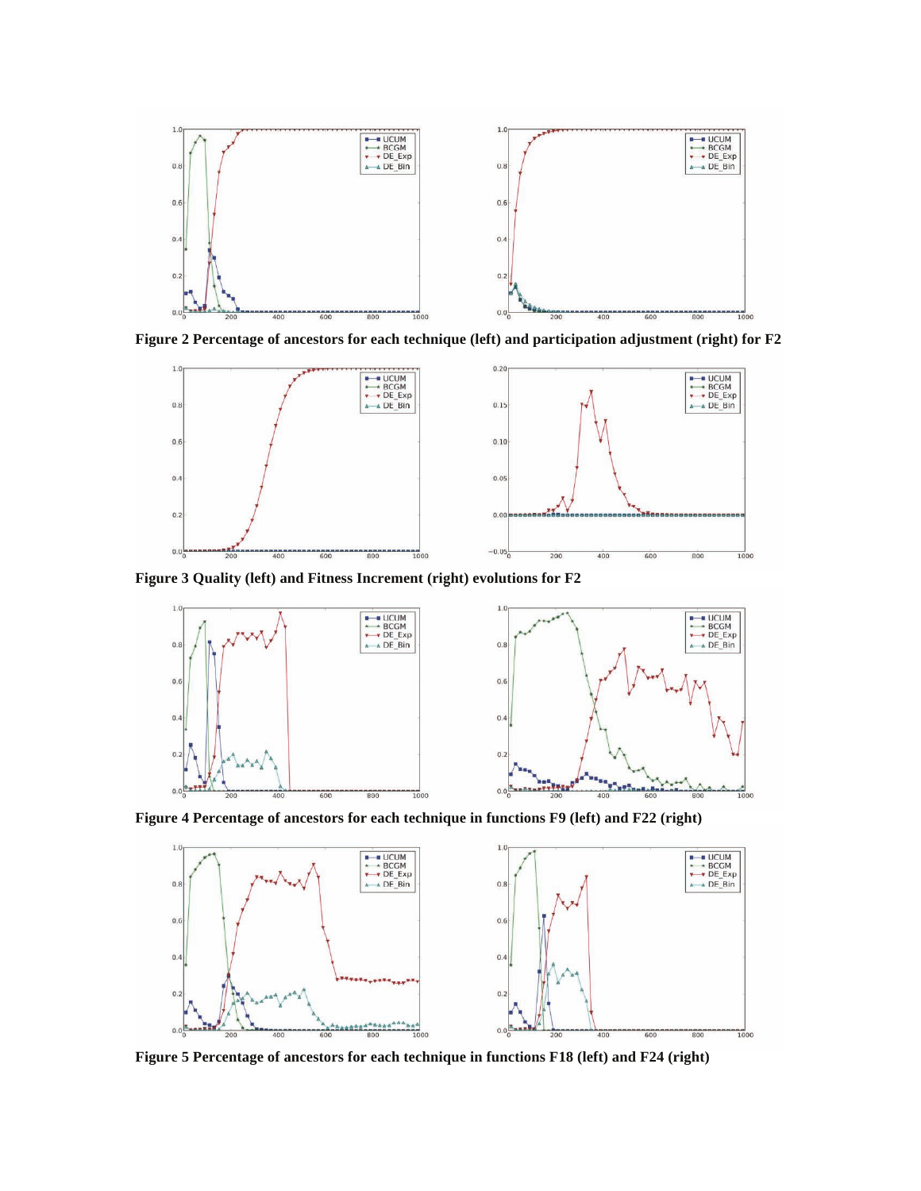**Figure 2 Percentage of ancestors for each technique (left) and participation adjustment (right) for F2**

**Figure 3 Quality (left) and Fitness Increment (right) evolutions for F2**

**Figure 4 Percentage of ancestors for each technique in functions F9 (left) and F22 (right)**

**Figure 5 Percentage of ancestors for each technique in functions F18 (left) and F24 (right)**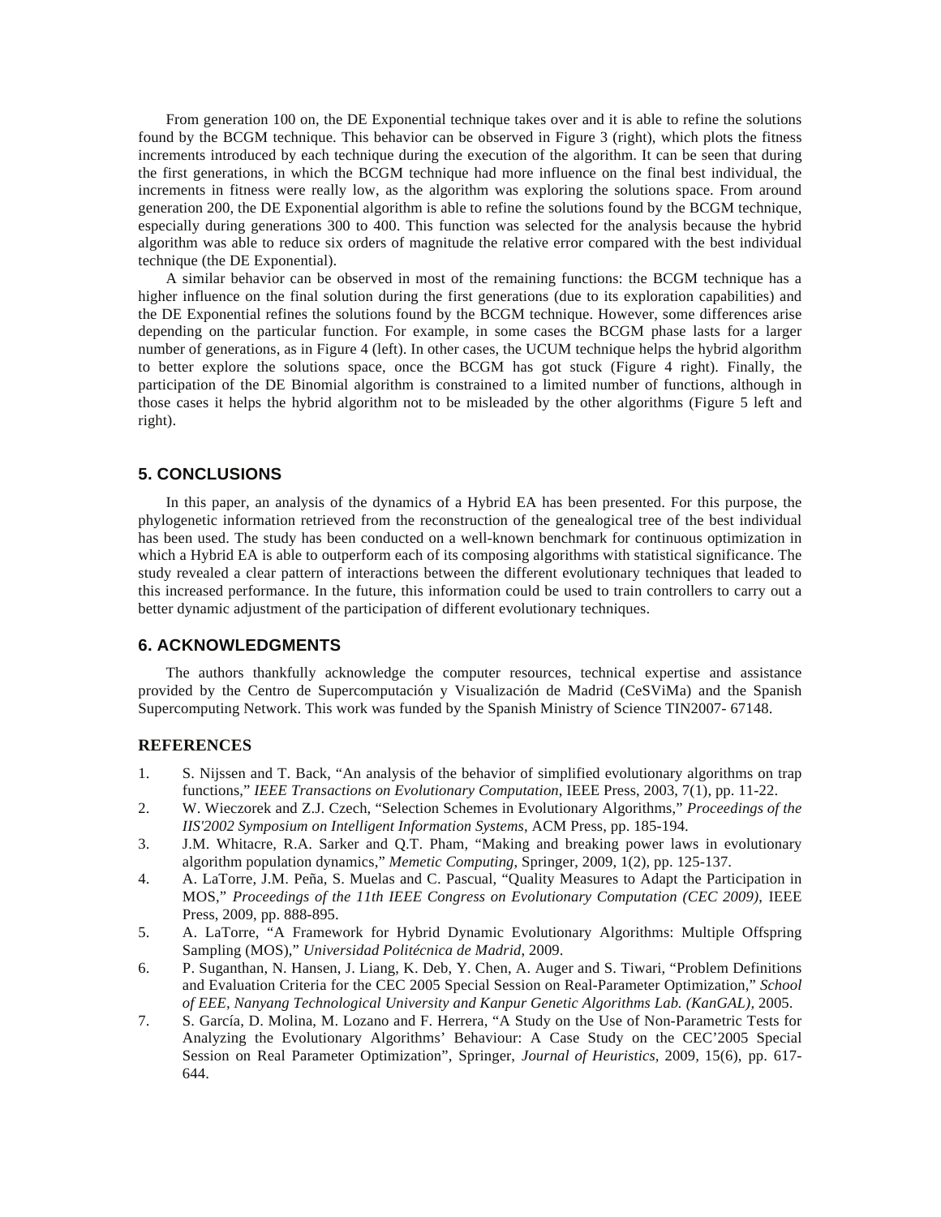From generation 100 on, the DE Exponential technique takes over and it is able to refine the solutions found by the BCGM technique. This behavior can be observed in Figure 3 (right), which plots the fitness increments introduced by each technique during the execution of the algorithm. It can be seen that during the first generations, in which the BCGM technique had more influence on the final best individual, the increments in fitness were really low, as the algorithm was exploring the solutions space. From around generation 200, the DE Exponential algorithm is able to refine the solutions found by the BCGM technique, especially during generations 300 to 400. This function was selected for the analysis because the hybrid algorithm was able to reduce six orders of magnitude the relative error compared with the best individual technique (the DE Exponential).

A similar behavior can be observed in most of the remaining functions: the BCGM technique has a higher influence on the final solution during the first generations (due to its exploration capabilities) and the DE Exponential refines the solutions found by the BCGM technique. However, some differences arise depending on the particular function. For example, in some cases the BCGM phase lasts for a larger number of generations, as in Figure 4 (left). In other cases, the UCUM technique helps the hybrid algorithm to better explore the solutions space, once the BCGM has got stuck (Figure 4 right). Finally, the participation of the DE Binomial algorithm is constrained to a limited number of functions, although in those cases it helps the hybrid algorithm not to be misleaded by the other algorithms (Figure 5 left and right).

## 5. CONCLUSIONS

In this paper, an analysis of the dynamics of a Hybrid EA has been presented. For this purpose, the phylogenetic information retrieved from the reconstruction of the genealogical tree of the best individual has been used. The study has been conducted on a well-known benchmark for continuous optimization in which a Hybrid EA is able to outperform each of its composing algorithms with statistical significance. The study revealed a clear pattern of interactions between the different evolutionary techniques that leaded to this increased performance. In the future, this information could be used to train controllers to carry out a better dynamic adjustment of the participation of different evolutionary techniques.

## 6. ACKNOWLEDGMENTS

The authors thankfully acknowledge the computer resources, technical expertise and assistance provided by the Centro de Supercomputación y Visualización de Madrid (CeSViMa) and the Spanish Supercomputing Network. This work was funded by the Spanish Ministry of Science TIN2007- 67148.

## REFERENCES

1. S. Nijssen and T. Back, "An analysis of the behavior of simplified evolutionary algorithms on trap functions," *IEEE Transactions on Evolutionary Computation*, IEEE Press, 2003, 7(1), pp. 11-22.
2. W. Wieczorek and Z.J. Czech, "Selection Schemes in Evolutionary Algorithms," *Proceedings of the IIS'2002 Symposium on Intelligent Information Systems*, ACM Press, pp. 185-194.
3. J.M. Whitacre, R.A. Sarker and Q.T. Pham, "Making and breaking power laws in evolutionary algorithm population dynamics," *Memetic Computing*, Springer, 2009, 1(2), pp. 125-137.
4. A. LaTorre, J.M. Peña, S. Muelas and C. Pascual, "Quality Measures to Adapt the Participation in MOS," *Proceedings of the 11th IEEE Congress on Evolutionary Computation (CEC 2009)*, IEEE Press, 2009, pp. 888-895.
5. A. LaTorre, "A Framework for Hybrid Dynamic Evolutionary Algorithms: Multiple Offspring Sampling (MOS)," *Universidad Politécnica de Madrid*, 2009.
6. P. Suganthan, N. Hansen, J. Liang, K. Deb, Y. Chen, A. Auger and S. Tiwari, "Problem Definitions and Evaluation Criteria for the CEC 2005 Special Session on Real-Parameter Optimization," *School of EEE, Nanyang Technological University and Kanpur Genetic Algorithms Lab. (KanGAL)*, 2005.
7. S. García, D. Molina, M. Lozano and F. Herrera, "A Study on the Use of Non-Parametric Tests for Analyzing the Evolutionary Algorithms' Behaviour: A Case Study on the CEC'2005 Special Session on Real Parameter Optimization", Springer, *Journal of Heuristics*, 2009, 15(6), pp. 617-644.